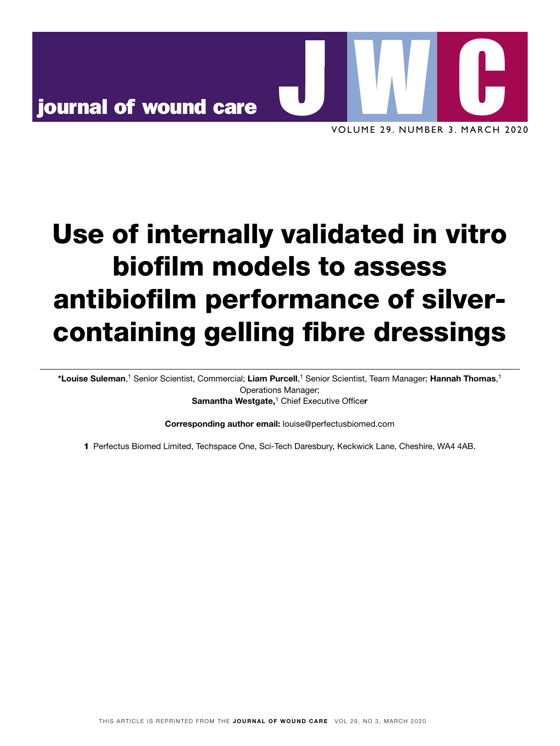# Use of internally validated in vitro biofilm models to assess antibiofilm performance of silver-containing gelling fibre dressings

**\*Louise Suleman**,[1] Senior Scientist, Commercial; **Liam Purcell**,[1] Senior Scientist, Team Manager; **Hannah Thomas**,[1] Operations Manager; **Samantha Westgate,**[1] Chief Executive Officer

**Corresponding author email:** louise@perfectusbiomed.com

**1** Perfectus Biomed Limited, Techspace One, Sci-Tech Daresbury, Keckwick Lane, Cheshire, WA4 4AB.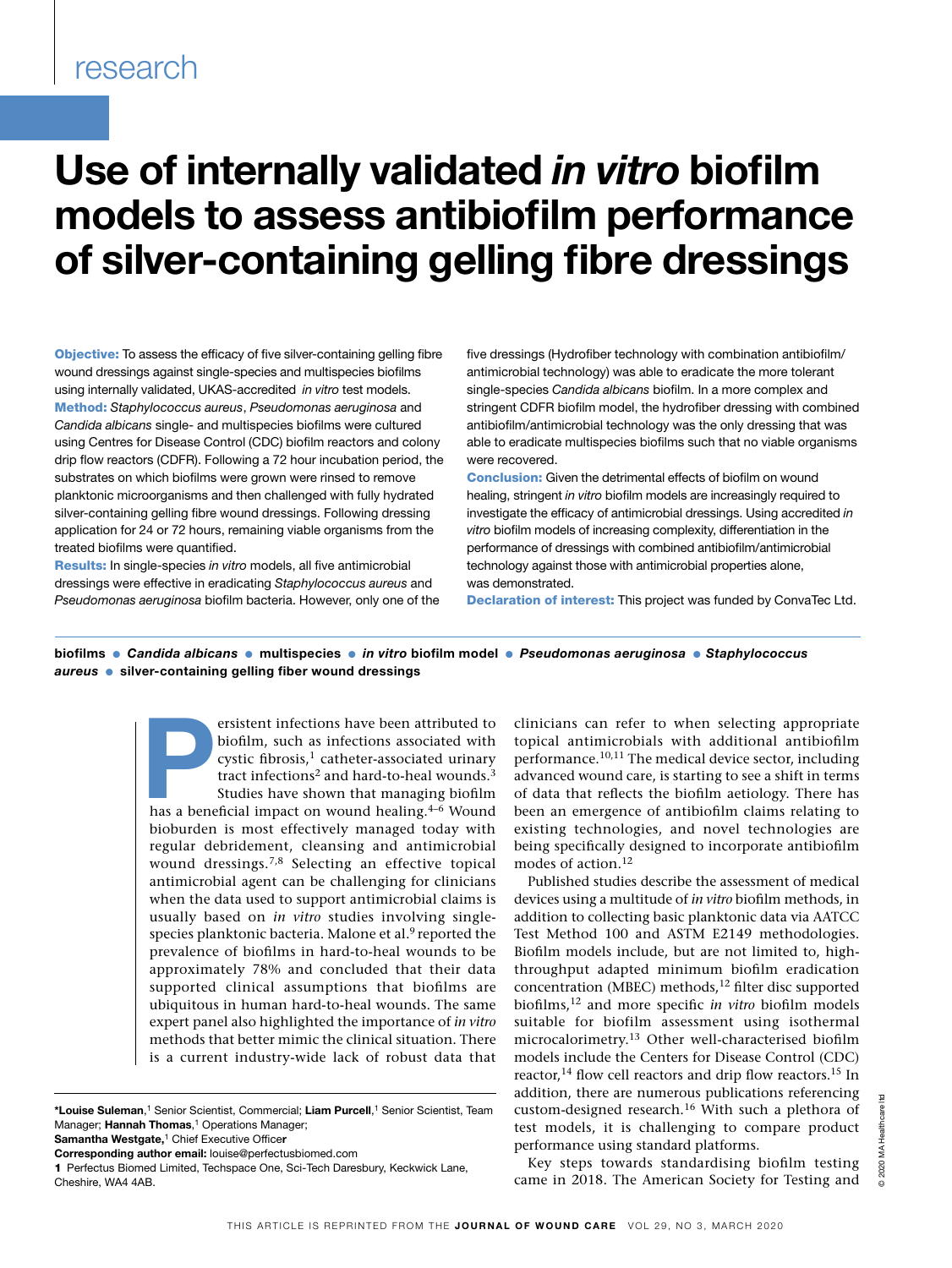research

# Use of internally validated *in vitro* biofilm models to assess antibiofilm performance of silver-containing gelling fibre dressings

**Objective:** To assess the efficacy of five silver-containing gelling fibre wound dressings against single-species and multispecies biofilms using internally validated, UKAS-accredited *in vitro* test models.

**Method:** *Staphylococcus aureus*, *Pseudomonas aeruginosa* and *Candida albicans* single- and multispecies biofilms were cultured using Centres for Disease Control (CDC) biofilm reactors and colony drip flow reactors (CDFR). Following a 72 hour incubation period, the substrates on which biofilms were grown were rinsed to remove planktonic microorganisms and then challenged with fully hydrated silver-containing gelling fibre wound dressings. Following dressing application for 24 or 72 hours, remaining viable organisms from the treated biofilms were quantified.

**Results:** In single-species *in vitro* models, all five antimicrobial dressings were effective in eradicating *Staphylococcus aureus* and *Pseudomonas aeruginosa* biofilm bacteria. However, only one of the five dressings (Hydrofiber technology with combination antibiofilm/antimicrobial technology) was able to eradicate the more tolerant single-species *Candida albicans* biofilm. In a more complex and stringent CDFR biofilm model, the hydrofiber dressing with combined antibiofilm/antimicrobial technology was the only dressing that was able to eradicate multispecies biofilms such that no viable organisms were recovered.

**Conclusion:** Given the detrimental effects of biofilm on wound healing, stringent *in vitro* biofilm models are increasingly required to investigate the efficacy of antimicrobial dressings. Using accredited *in vitro* biofilm models of increasing complexity, differentiation in the performance of dressings with combined antibiofilm/antimicrobial technology against those with antimicrobial properties alone, was demonstrated.

**Declaration of interest:** This project was funded by ConvaTec Ltd.

**biofilms** • ***Candida albicans*** • **multispecies** • ***in vitro*** **biofilm model** • ***Pseudomonas aeruginosa*** • ***Staphylococcus aureus*** • **silver-containing gelling fiber wound dressings**

Persistent infections have been attributed to biofilm, such as infections associated with cystic fibrosis,[1] catheter-associated urinary tract infections[2] and hard-to-heal wounds.[3] Studies have shown that managing biofilm has a beneficial impact on wound healing.[4–6] Wound bioburden is most effectively managed today with regular debridement, cleansing and antimicrobial wound dressings.[7,8] Selecting an effective topical antimicrobial agent can be challenging for clinicians when the data used to support antimicrobial claims is usually based on *in vitro* studies involving single-species planktonic bacteria. Malone et al.[9] reported the prevalence of biofilms in hard-to-heal wounds to be approximately 78% and concluded that their data supported clinical assumptions that biofilms are ubiquitous in human hard-to-heal wounds. The same expert panel also highlighted the importance of *in vitro* methods that better mimic the clinical situation. There is a current industry-wide lack of robust data that clinicians can refer to when selecting appropriate topical antimicrobials with additional antibiofilm performance.[10,11] The medical device sector, including advanced wound care, is starting to see a shift in terms of data that reflects the biofilm aetiology. There has been an emergence of antibiofilm claims relating to existing technologies, and novel technologies are being specifically designed to incorporate antibiofilm modes of action.[12]

Published studies describe the assessment of medical devices using a multitude of *in vitro* biofilm methods, in addition to collecting basic planktonic data via AATCC Test Method 100 and ASTM E2149 methodologies. Biofilm models include, but are not limited to, high-throughput adapted minimum biofilm eradication concentration (MBEC) methods,[12] filter disc supported biofilms,[12] and more specific *in vitro* biofilm models suitable for biofilm assessment using isothermal microcalorimetry.[13] Other well-characterised biofilm models include the Centers for Disease Control (CDC) reactor,[14] flow cell reactors and drip flow reactors.[15] In addition, there are numerous publications referencing custom-designed research.[16] With such a plethora of test models, it is challenging to compare product performance using standard platforms.

Key steps towards standardising biofilm testing came in 2018. The American Society for Testing and

\***Louise Suleman**,[1] Senior Scientist, Commercial; **Liam Purcell**,[1] Senior Scientist, Team Manager; **Hannah Thomas**,[1] Operations Manager; **Samantha Westgate**,[1] Chief Executive Officer
**Corresponding author email:** louise@perfectusbiomed.com
**1** Perfectus Biomed Limited, Techspace One, Sci-Tech Daresbury, Keckwick Lane, Cheshire, WA4 4AB.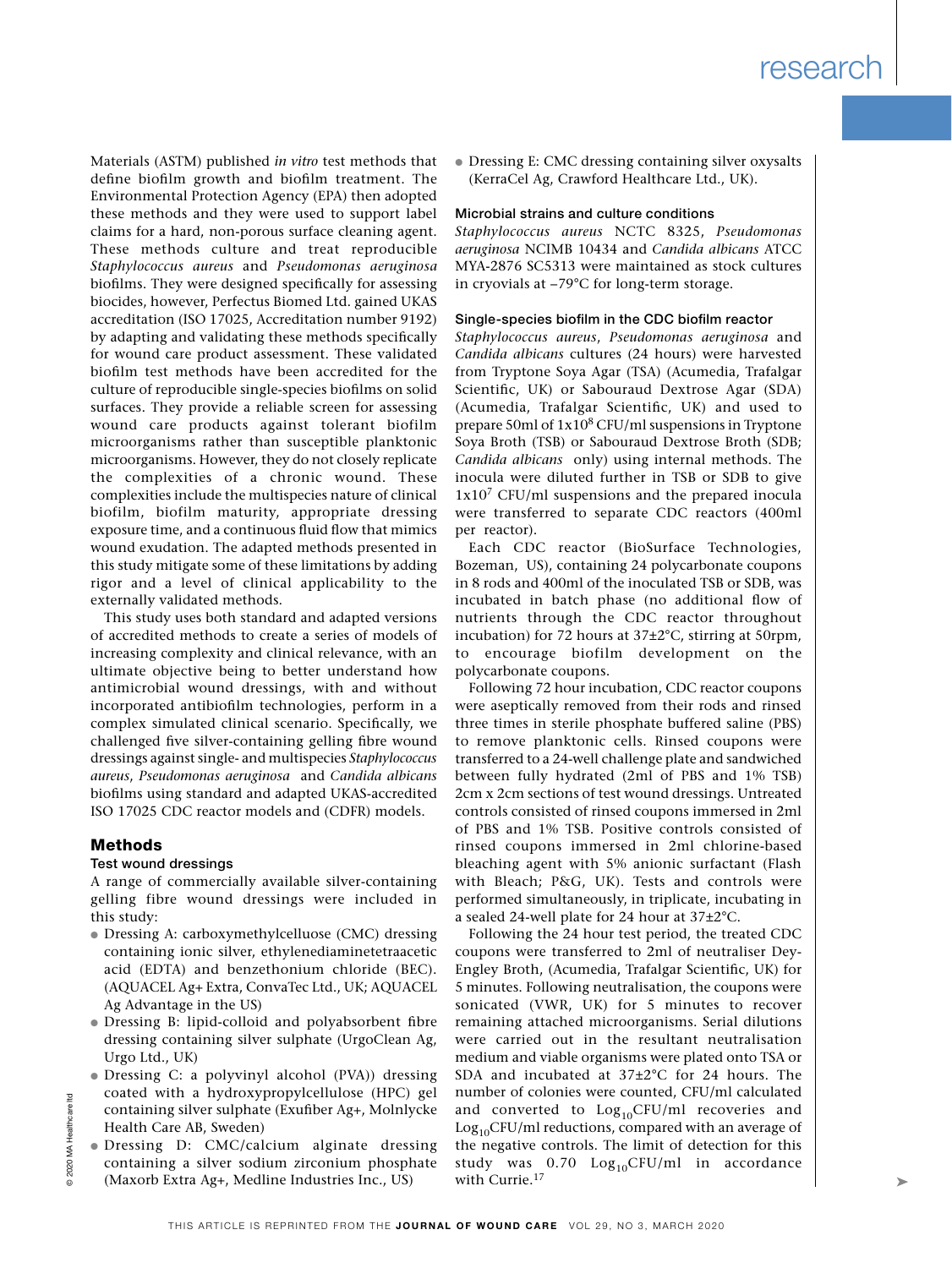Materials (ASTM) published *in vitro* test methods that define biofilm growth and biofilm treatment. The Environmental Protection Agency (EPA) then adopted these methods and they were used to support label claims for a hard, non-porous surface cleaning agent. These methods culture and treat reproducible *Staphylococcus aureus* and *Pseudomonas aeruginosa* biofilms. They were designed specifically for assessing biocides, however, Perfectus Biomed Ltd. gained UKAS accreditation (ISO 17025, Accreditation number 9192) by adapting and validating these methods specifically for wound care product assessment. These validated biofilm test methods have been accredited for the culture of reproducible single-species biofilms on solid surfaces. They provide a reliable screen for assessing wound care products against tolerant biofilm microorganisms rather than susceptible planktonic microorganisms. However, they do not closely replicate the complexities of a chronic wound. These complexities include the multispecies nature of clinical biofilm, biofilm maturity, appropriate dressing exposure time, and a continuous fluid flow that mimics wound exudation. The adapted methods presented in this study mitigate some of these limitations by adding rigor and a level of clinical applicability to the externally validated methods.

This study uses both standard and adapted versions of accredited methods to create a series of models of increasing complexity and clinical relevance, with an ultimate objective being to better understand how antimicrobial wound dressings, with and without incorporated antibiofilm technologies, perform in a complex simulated clinical scenario. Specifically, we challenged five silver-containing gelling fibre wound dressings against single- and multispecies *Staphylococcus aureus*, *Pseudomonas aeruginosa* and *Candida albicans* biofilms using standard and adapted UKAS-accredited ISO 17025 CDC reactor models and (CDFR) models.

## Methods

### Test wound dressings

A range of commercially available silver-containing gelling fibre wound dressings were included in this study:

- Dressing A: carboxymethylcellulose (CMC) dressing containing ionic silver, ethylenediaminetetraacetic acid (EDTA) and benzethonium chloride (BEC). (AQUACEL Ag+ Extra, ConvaTec Ltd., UK; AQUACEL Ag Advantage in the US)
- Dressing B: lipid-colloid and polyabsorbent fibre dressing containing silver sulphate (UrgoClean Ag, Urgo Ltd., UK)
- Dressing C: a polyvinyl alcohol (PVA)) dressing coated with a hydroxypropylcellulose (HPC) gel containing silver sulphate (Exufiber Ag+, Molnlycke Health Care AB, Sweden)
- Dressing D: CMC/calcium alginate dressing containing a silver sodium zirconium phosphate (Maxorb Extra Ag+, Medline Industries Inc., US)
- Dressing E: CMC dressing containing silver oxysalts (KerraCel Ag, Crawford Healthcare Ltd., UK).

### Microbial strains and culture conditions

*Staphylococcus aureus* NCTC 8325, *Pseudomonas aeruginosa* NCIMB 10434 and *Candida albicans* ATCC MYA-2876 SC5313 were maintained as stock cultures in cryovials at –79°C for long-term storage.

### Single-species biofilm in the CDC biofilm reactor

*Staphylococcus aureus*, *Pseudomonas aeruginosa* and *Candida albicans* cultures (24 hours) were harvested from Tryptone Soya Agar (TSA) (Acumedia, Trafalgar Scientific, UK) or Sabouraud Dextrose Agar (SDA) (Acumedia, Trafalgar Scientific, UK) and used to prepare 50ml of $1\times10^8$ CFU/ml suspensions in Tryptone Soya Broth (TSB) or Sabouraud Dextrose Broth (SDB; *Candida albicans* only) using internal methods. The inocula were diluted further in TSB or SDB to give $1\times10^7$ CFU/ml suspensions and the prepared inocula were transferred to separate CDC reactors (400ml per reactor).

Each CDC reactor (BioSurface Technologies, Bozeman, US), containing 24 polycarbonate coupons in 8 rods and 400ml of the inoculated TSB or SDB, was incubated in batch phase (no additional flow of nutrients through the CDC reactor throughout incubation) for 72 hours at 37±2°C, stirring at 50rpm, to encourage biofilm development on the polycarbonate coupons.

Following 72 hour incubation, CDC reactor coupons were aseptically removed from their rods and rinsed three times in sterile phosphate buffered saline (PBS) to remove planktonic cells. Rinsed coupons were transferred to a 24-well challenge plate and sandwiched between fully hydrated (2ml of PBS and 1% TSB) 2cm x 2cm sections of test wound dressings. Untreated controls consisted of rinsed coupons immersed in 2ml of PBS and 1% TSB. Positive controls consisted of rinsed coupons immersed in 2ml chlorine-based bleaching agent with 5% anionic surfactant (Flash with Bleach; P&G, UK). Tests and controls were performed simultaneously, in triplicate, incubating in a sealed 24-well plate for 24 hour at 37±2°C.

Following the 24 hour test period, the treated CDC coupons were transferred to 2ml of neutraliser Dey-Engley Broth, (Acumedia, Trafalgar Scientific, UK) for 5 minutes. Following neutralisation, the coupons were sonicated (VWR, UK) for 5 minutes to recover remaining attached microorganisms. Serial dilutions were carried out in the resultant neutralisation medium and viable organisms were plated onto TSA or SDA and incubated at 37±2°C for 24 hours. The number of colonies were counted, CFU/ml calculated and converted to $\text{Log}_{10}$CFU/ml recoveries and $\text{Log}_{10}$CFU/ml reductions, compared with an average of the negative controls. The limit of detection for this study was 0.70 $\text{Log}_{10}$CFU/ml in accordance with Currie.[17]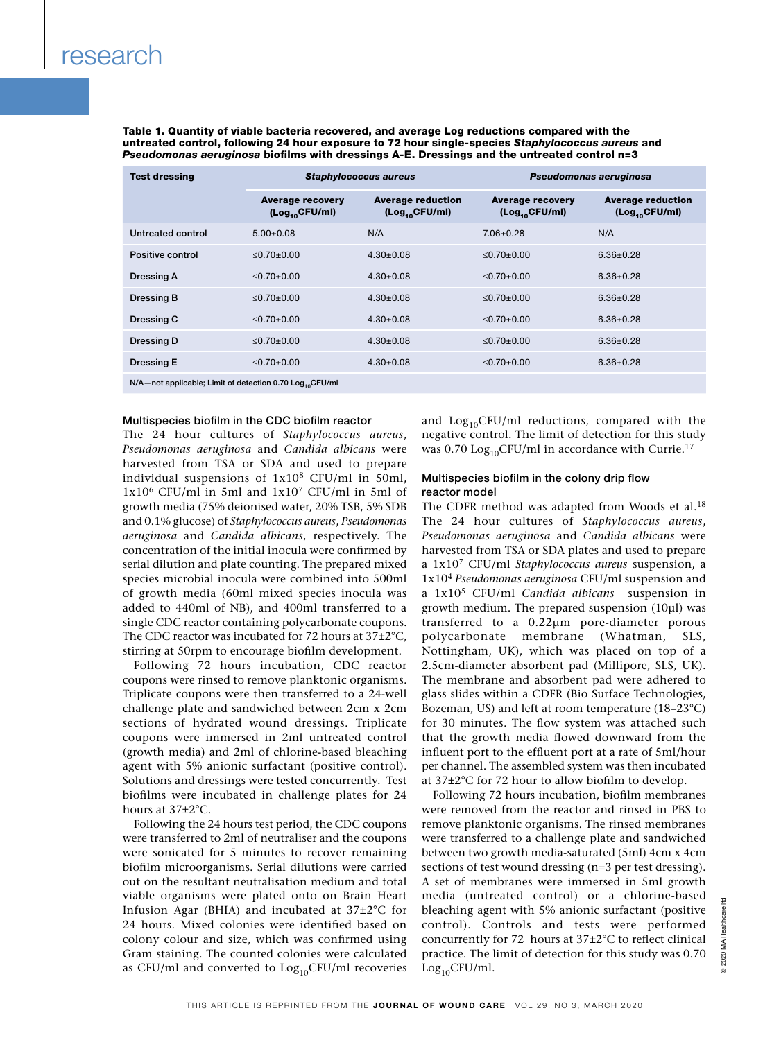**Table 1. Quantity of viable bacteria recovered, and average Log reductions compared with the untreated control, following 24 hour exposure to 72 hour single-species *Staphylococcus aureus* and *Pseudomonas aeruginosa* biofilms with dressings A-E. Dressings and the untreated control n=3**

| Test dressing | *Staphylococcus aureus* | | *Pseudomonas aeruginosa* | |
|---|---|---|---|---|
| | Average recovery ($Log_{10}$CFU/ml) | Average reduction ($Log_{10}$CFU/ml) | Average recovery ($Log_{10}$CFU/ml) | Average reduction ($Log_{10}$CFU/ml) |
| Untreated control | 5.00±0.08 | N/A | 7.06±0.28 | N/A |
| Positive control | ≤0.70±0.00 | 4.30±0.08 | ≤0.70±0.00 | 6.36±0.28 |
| Dressing A | ≤0.70±0.00 | 4.30±0.08 | ≤0.70±0.00 | 6.36±0.28 |
| Dressing B | ≤0.70±0.00 | 4.30±0.08 | ≤0.70±0.00 | 6.36±0.28 |
| Dressing C | ≤0.70±0.00 | 4.30±0.08 | ≤0.70±0.00 | 6.36±0.28 |
| Dressing D | ≤0.70±0.00 | 4.30±0.08 | ≤0.70±0.00 | 6.36±0.28 |
| Dressing E | ≤0.70±0.00 | 4.30±0.08 | ≤0.70±0.00 | 6.36±0.28 |

N/A—not applicable; Limit of detection 0.70 $Log_{10}$CFU/ml

### Multispecies biofilm in the CDC biofilm reactor

The 24 hour cultures of *Staphylococcus aureus*, *Pseudomonas aeruginosa* and *Candida albicans* were harvested from TSA or SDA and used to prepare individual suspensions of $1x10^8$ CFU/ml in 50ml, $1x10^6$ CFU/ml in 5ml and $1x10^7$ CFU/ml in 5ml of growth media (75% deionised water, 20% TSB, 5% SDB and 0.1% glucose) of *Staphylococcus aureus*, *Pseudomonas aeruginosa* and *Candida albicans*, respectively. The concentration of the initial inocula were confirmed by serial dilution and plate counting. The prepared mixed species microbial inocula were combined into 500ml of growth media (60ml mixed species inocula was added to 440ml of NB), and 400ml transferred to a single CDC reactor containing polycarbonate coupons. The CDC reactor was incubated for 72 hours at 37±2°C, stirring at 50rpm to encourage biofilm development.

Following 72 hours incubation, CDC reactor coupons were rinsed to remove planktonic organisms. Triplicate coupons were then transferred to a 24-well challenge plate and sandwiched between 2cm x 2cm sections of hydrated wound dressings. Triplicate coupons were immersed in 2ml untreated control (growth media) and 2ml of chlorine-based bleaching agent with 5% anionic surfactant (positive control). Solutions and dressings were tested concurrently. Test biofilms were incubated in challenge plates for 24 hours at 37±2°C.

Following the 24 hours test period, the CDC coupons were transferred to 2ml of neutraliser and the coupons were sonicated for 5 minutes to recover remaining biofilm microorganisms. Serial dilutions were carried out on the resultant neutralisation medium and total viable organisms were plated onto on Brain Heart Infusion Agar (BHIA) and incubated at 37±2°C for 24 hours. Mixed colonies were identified based on colony colour and size, which was confirmed using Gram staining. The counted colonies were calculated as CFU/ml and converted to $Log_{10}$CFU/ml recoveries and $Log_{10}$CFU/ml reductions, compared with the negative control. The limit of detection for this study was 0.70 $Log_{10}$CFU/ml in accordance with Currie.[17]

### Multispecies biofilm in the colony drip flow reactor model

The CDFR method was adapted from Woods et al.[18] The 24 hour cultures of *Staphylococcus aureus*, *Pseudomonas aeruginosa* and *Candida albicans* were harvested from TSA or SDA plates and used to prepare a $1x10^7$ CFU/ml *Staphylococcus aureus* suspension, a $1x10^4$ *Pseudomonas aeruginosa* CFU/ml suspension and a $1x10^5$ CFU/ml *Candida albicans* suspension in growth medium. The prepared suspension (10µl) was transferred to a 0.22µm pore-diameter porous polycarbonate membrane (Whatman, SLS, Nottingham, UK), which was placed on top of a 2.5cm-diameter absorbent pad (Millipore, SLS, UK). The membrane and absorbent pad were adhered to glass slides within a CDFR (Bio Surface Technologies, Bozeman, US) and left at room temperature (18–23°C) for 30 minutes. The flow system was attached such that the growth media flowed downward from the influent port to the effluent port at a rate of 5ml/hour per channel. The assembled system was then incubated at 37±2°C for 72 hour to allow biofilm to develop.

Following 72 hours incubation, biofilm membranes were removed from the reactor and rinsed in PBS to remove planktonic organisms. The rinsed membranes were transferred to a challenge plate and sandwiched between two growth media-saturated (5ml) 4cm x 4cm sections of test wound dressing (n=3 per test dressing). A set of membranes were immersed in 5ml growth media (untreated control) or a chlorine-based bleaching agent with 5% anionic surfactant (positive control). Controls and tests were performed concurrently for 72 hours at 37±2°C to reflect clinical practice. The limit of detection for this study was 0.70 $Log_{10}$CFU/ml.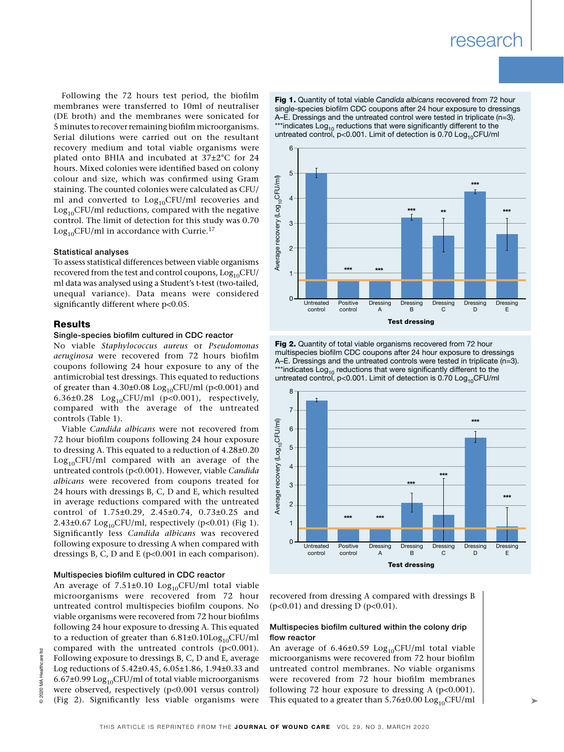Following the 72 hours test period, the biofilm membranes were transferred to 10ml of neutraliser (DE broth) and the membranes were sonicated for 5 minutes to recover remaining biofilm microorganisms. Serial dilutions were carried out on the resultant recovery medium and total viable organisms were plated onto BHIA and incubated at 37±2°C for 24 hours. Mixed colonies were identified based on colony colour and size, which was confirmed using Gram staining. The counted colonies were calculated as CFU/ml and converted to $Log_{10}$CFU/ml recoveries and $Log_{10}$CFU/ml reductions, compared with the negative control. The limit of detection for this study was 0.70 $Log_{10}$CFU/ml in accordance with Currie.[17]

### Statistical analyses

To assess statistical differences between viable organisms recovered from the test and control coupons, $Log_{10}$CFU/ml data was analysed using a Student's t-test (two-tailed, unequal variance). Data means were considered significantly different where $p<0.05$.

## Results

### Single-species biofilm cultured in CDC reactor

No viable *Staphylococcus aureus* or *Pseudomonas aeruginosa* were recovered from 72 hours biofilm coupons following 24 hour exposure to any of the antimicrobial test dressings. This equated to reductions of greater than 4.30±0.08 $Log_{10}$CFU/ml ($p<0.001$) and 6.36±0.28 $Log_{10}$CFU/ml ($p<0.001$), respectively, compared with the average of the untreated controls (Table 1).

Viable *Candida albicans* were not recovered from 72 hour biofilm coupons following 24 hour exposure to dressing A. This equated to a reduction of 4.28±0.20 $Log_{10}$CFU/ml compared with an average of the untreated controls ($p<0.001$). However, viable *Candida albicans* were recovered from coupons treated for 24 hours with dressings B, C, D and E, which resulted in average reductions compared with the untreated control of 1.75±0.29, 2.45±0.74, 0.73±0.25 and 2.43±0.67 $Log_{10}$CFU/ml, respectively ($p<0.01$) (Fig 1). Significantly less *Candida albicans* was recovered following exposure to dressing A when compared with dressings B, C, D and E ($p<0.001$ in each comparison).

**Fig 1.** Quantity of total viable *Candida albicans* recovered from 72 hour single-species biofilm CDC coupons after 24 hour exposure to dressings A–E. Dressings and the untreated control were tested in triplicate (n=3). ***indicates $Log_{10}$ reductions that were significantly different to the untreated control, $p<0.001$. Limit of detection is 0.70 $Log_{10}$CFU/ml

**Fig 2.** Quantity of total viable organisms recovered from 72 hour multispecies biofilm CDC coupons after 24 hour exposure to dressings A–E. Dressings and the untreated controls were tested in triplicate (n=3). ***indicates $Log_{10}$ reductions that were significantly different to the untreated control, $p<0.001$. Limit of detection is 0.70 $Log_{10}$CFU/ml

### Multispecies biofilm cultured in CDC reactor

An average of 7.51±0.10 $Log_{10}$CFU/ml total viable microorganisms were recovered from 72 hour untreated control multispecies biofilm coupons. No viable organisms were recovered from 72 hour biofilms following 24 hour exposure to dressing A. This equated to a reduction of greater than 6.81±0.10$Log_{10}$CFU/ml compared with the untreated controls ($p<0.001$). Following exposure to dressings B, C, D and E, average Log reductions of 5.42±0.45, 6.05±1.86, 1.94±0.33 and 6.67±0.99 $Log_{10}$CFU/ml of total viable microorganisms were observed, respectively ($p<0.001$ versus control) (Fig 2). Significantly less viable organisms were recovered from dressing A compared with dressings B ($p<0.01$) and dressing D ($p<0.01$).

### Multispecies biofilm cultured within the colony drip flow reactor

An average of 6.46±0.59 $Log_{10}$CFU/ml total viable microorganisms were recovered from 72 hour biofilm untreated control membranes. No viable organisms were recovered from 72 hour biofilm membranes following 72 hour exposure to dressing A ($p<0.001$). This equated to a greater than 5.76±0.00 $Log_{10}$CFU/ml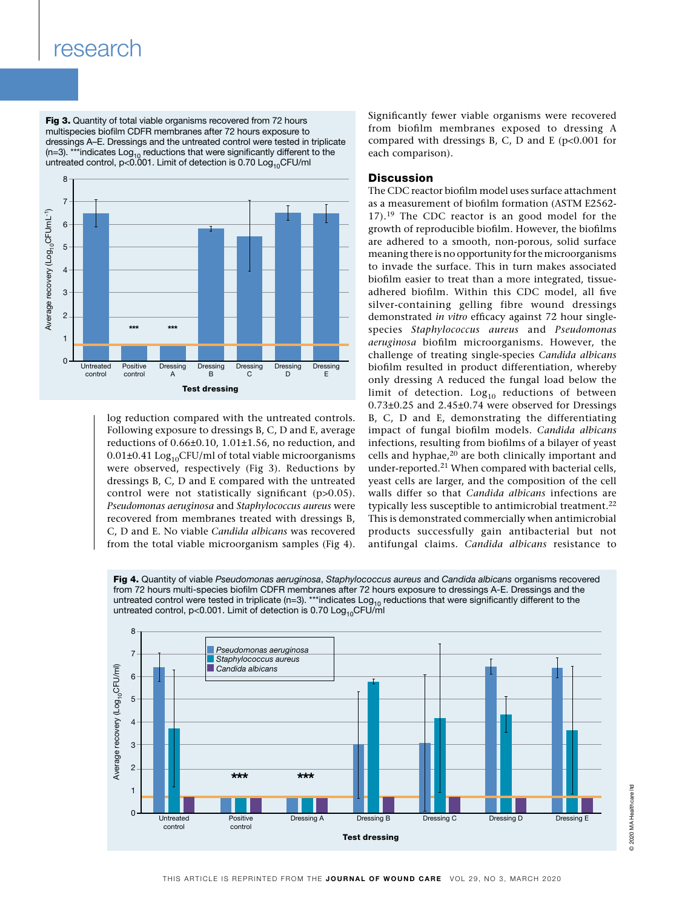Fig 3. Quantity of total viable organisms recovered from 72 hours multispecies biofilm CDFR membranes after 72 hours exposure to dressings A–E. Dressings and the untreated control were tested in triplicate (n=3). ***indicates $Log_{10}$ reductions that were significantly different to the untreated control, p<0.001. Limit of detection is 0.70 $Log_{10}$CFU/ml

log reduction compared with the untreated controls. Following exposure to dressings B, C, D and E, average reductions of 0.66±0.10, 1.01±1.56, no reduction, and 0.01±0.41 $Log_{10}$CFU/ml of total viable microorganisms were observed, respectively (Fig 3). Reductions by dressings B, C, D and E compared with the untreated control were not statistically significant (p>0.05). *Pseudomonas aeruginosa* and *Staphylococcus aureus* were recovered from membranes treated with dressings B, C, D and E. No viable *Candida albicans* was recovered from the total viable microorganism samples (Fig 4).

Significantly fewer viable organisms were recovered from biofilm membranes exposed to dressing A compared with dressings B, C, D and E (p<0.001 for each comparison).

## Discussion

The CDC reactor biofilm model uses surface attachment as a measurement of biofilm formation (ASTM E2562-17).[19] The CDC reactor is an good model for the growth of reproducible biofilm. However, the biofilms are adhered to a smooth, non-porous, solid surface meaning there is no opportunity for the microorganisms to invade the surface. This in turn makes associated biofilm easier to treat than a more integrated, tissue-adhered biofilm. Within this CDC model, all five silver-containing gelling fibre wound dressings demonstrated *in vitro* efficacy against 72 hour single-species *Staphylococcus aureus* and *Pseudomonas aeruginosa* biofilm microorganisms. However, the challenge of treating single-species *Candida albicans* biofilm resulted in product differentiation, whereby only dressing A reduced the fungal load below the limit of detection. $Log_{10}$ reductions of between 0.73±0.25 and 2.45±0.74 were observed for Dressings B, C, D and E, demonstrating the differentiating impact of fungal biofilm models. *Candida albicans* infections, resulting from biofilms of a bilayer of yeast cells and hyphae,[20] are both clinically important and under-reported.[21] When compared with bacterial cells, yeast cells are larger, and the composition of the cell walls differ so that *Candida albicans* infections are typically less susceptible to antimicrobial treatment.[22] This is demonstrated commercially when antimicrobial products successfully gain antibacterial but not antifungal claims. *Candida albicans* resistance to

Fig 4. Quantity of viable *Pseudomonas aeruginosa*, *Staphylococcus aureus* and *Candida albicans* organisms recovered from 72 hours multi-species biofilm CDFR membranes after 72 hours exposure to dressings A-E. Dressings and the untreated control were tested in triplicate (n=3). ***indicates $Log_{10}$ reductions that were significantly different to the untreated control, p<0.001. Limit of detection is 0.70 $Log_{10}$CFU/ml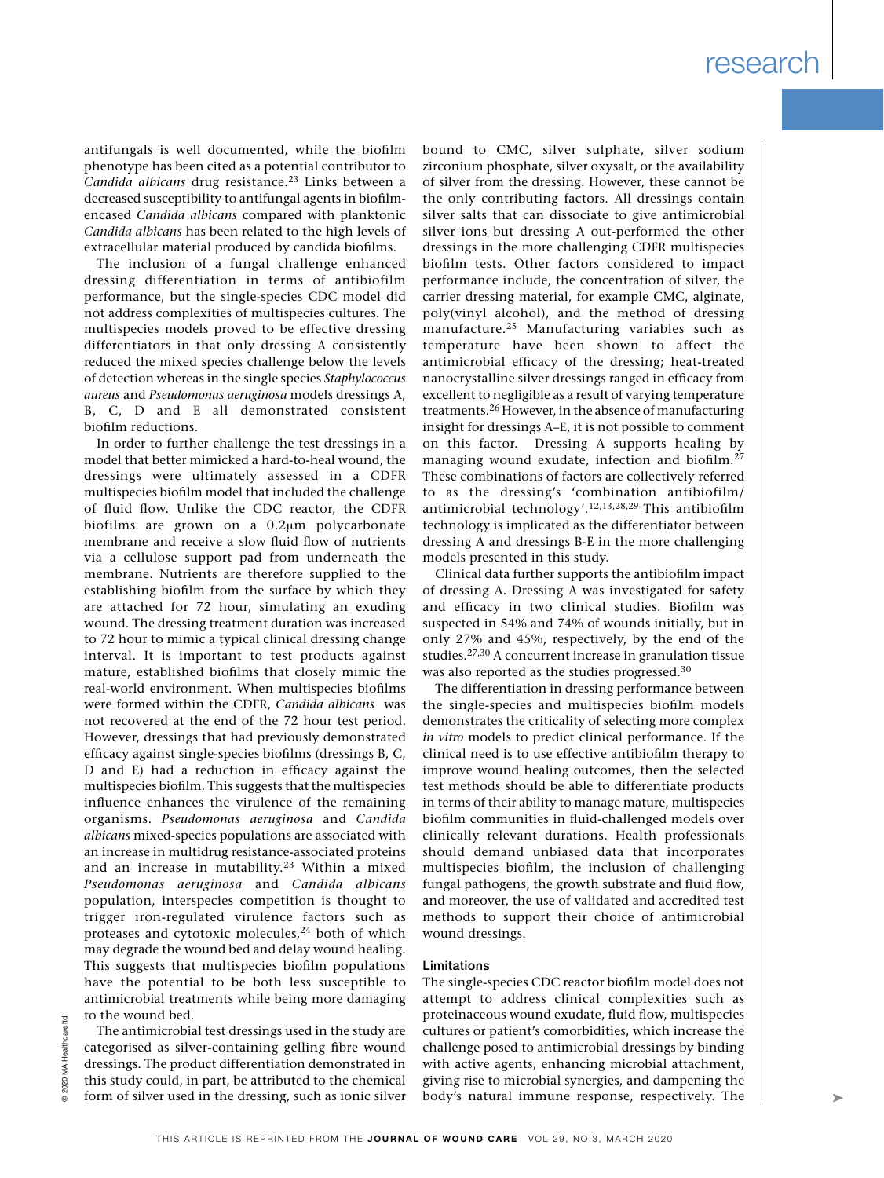antifungals is well documented, while the biofilm phenotype has been cited as a potential contributor to *Candida albicans* drug resistance.[23] Links between a decreased susceptibility to antifungal agents in biofilm-encased *Candida albicans* compared with planktonic *Candida albicans* has been related to the high levels of extracellular material produced by candida biofilms.

The inclusion of a fungal challenge enhanced dressing differentiation in terms of antibiofilm performance, but the single-species CDC model did not address complexities of multispecies cultures. The multispecies models proved to be effective dressing differentiators in that only dressing A consistently reduced the mixed species challenge below the levels of detection whereas in the single species *Staphylococcus aureus* and *Pseudomonas aeruginosa* models dressings A, B, C, D and E all demonstrated consistent biofilm reductions.

In order to further challenge the test dressings in a model that better mimicked a hard-to-heal wound, the dressings were ultimately assessed in a CDFR multispecies biofilm model that included the challenge of fluid flow. Unlike the CDC reactor, the CDFR biofilms are grown on a 0.2μm polycarbonate membrane and receive a slow fluid flow of nutrients via a cellulose support pad from underneath the membrane. Nutrients are therefore supplied to the establishing biofilm from the surface by which they are attached for 72 hour, simulating an exuding wound. The dressing treatment duration was increased to 72 hour to mimic a typical clinical dressing change interval. It is important to test products against mature, established biofilms that closely mimic the real-world environment. When multispecies biofilms were formed within the CDFR, *Candida albicans* was not recovered at the end of the 72 hour test period. However, dressings that had previously demonstrated efficacy against single-species biofilms (dressings B, C, D and E) had a reduction in efficacy against the multispecies biofilm. This suggests that the multispecies influence enhances the virulence of the remaining organisms. *Pseudomonas aeruginosa* and *Candida albicans* mixed-species populations are associated with an increase in multidrug resistance-associated proteins and an increase in mutability.[23] Within a mixed *Pseudomonas aeruginosa* and *Candida albicans* population, interspecies competition is thought to trigger iron-regulated virulence factors such as proteases and cytotoxic molecules,[24] both of which may degrade the wound bed and delay wound healing. This suggests that multispecies biofilm populations have the potential to be both less susceptible to antimicrobial treatments while being more damaging to the wound bed.

The antimicrobial test dressings used in the study are categorised as silver-containing gelling fibre wound dressings. The product differentiation demonstrated in this study could, in part, be attributed to the chemical form of silver used in the dressing, such as ionic silver bound to CMC, silver sulphate, silver sodium zirconium phosphate, silver oxysalt, or the availability of silver from the dressing. However, these cannot be the only contributing factors. All dressings contain silver salts that can dissociate to give antimicrobial silver ions but dressing A out-performed the other dressings in the more challenging CDFR multispecies biofilm tests. Other factors considered to impact performance include, the concentration of silver, the carrier dressing material, for example CMC, alginate, poly(vinyl alcohol), and the method of dressing manufacture.[25] Manufacturing variables such as temperature have been shown to affect the antimicrobial efficacy of the dressing; heat-treated nanocrystalline silver dressings ranged in efficacy from excellent to negligible as a result of varying temperature treatments.[26] However, in the absence of manufacturing insight for dressings A–E, it is not possible to comment on this factor. Dressing A supports healing by managing wound exudate, infection and biofilm.[27] These combinations of factors are collectively referred to as the dressing's 'combination antibiofilm/ antimicrobial technology'.[12,13,28,29] This antibiofilm technology is implicated as the differentiator between dressing A and dressings B-E in the more challenging models presented in this study.

Clinical data further supports the antibiofilm impact of dressing A. Dressing A was investigated for safety and efficacy in two clinical studies. Biofilm was suspected in 54% and 74% of wounds initially, but in only 27% and 45%, respectively, by the end of the studies.[27,30] A concurrent increase in granulation tissue was also reported as the studies progressed.[30]

The differentiation in dressing performance between the single-species and multispecies biofilm models demonstrates the criticality of selecting more complex *in vitro* models to predict clinical performance. If the clinical need is to use effective antibiofilm therapy to improve wound healing outcomes, then the selected test methods should be able to differentiate products in terms of their ability to manage mature, multispecies biofilm communities in fluid-challenged models over clinically relevant durations. Health professionals should demand unbiased data that incorporates multispecies biofilm, the inclusion of challenging fungal pathogens, the growth substrate and fluid flow, and moreover, the use of validated and accredited test methods to support their choice of antimicrobial wound dressings.

### Limitations

The single-species CDC reactor biofilm model does not attempt to address clinical complexities such as proteinaceous wound exudate, fluid flow, multispecies cultures or patient's comorbidities, which increase the challenge posed to antimicrobial dressings by binding with active agents, enhancing microbial attachment, giving rise to microbial synergies, and dampening the body's natural immune response, respectively. The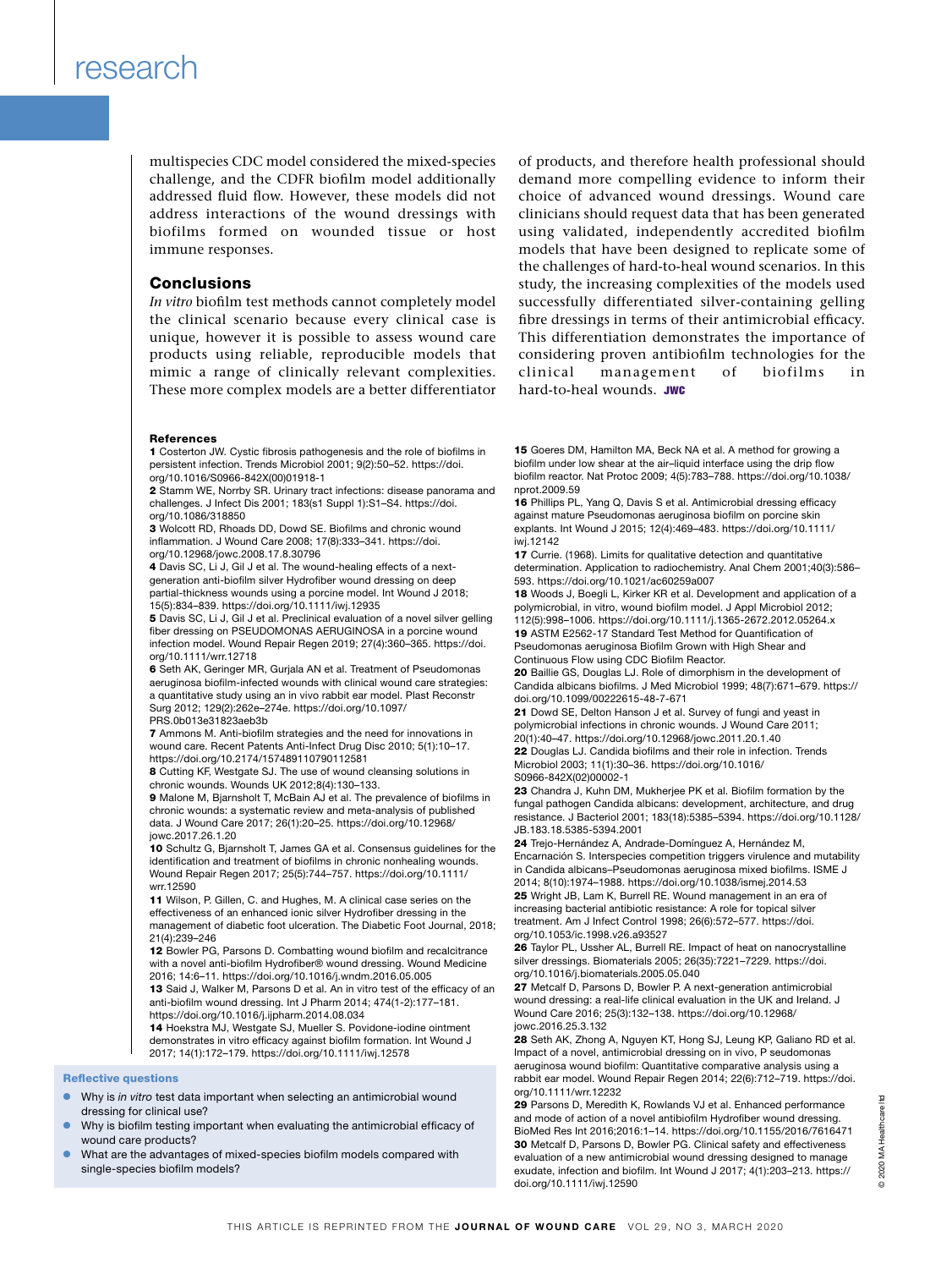multispecies CDC model considered the mixed-species challenge, and the CDFR biofilm model additionally addressed fluid flow. However, these models did not address interactions of the wound dressings with biofilms formed on wounded tissue or host immune responses.

## Conclusions

*In vitro* biofilm test methods cannot completely model the clinical scenario because every clinical case is unique, however it is possible to assess wound care products using reliable, reproducible models that mimic a range of clinically relevant complexities. These more complex models are a better differentiator of products, and therefore health professional should demand more compelling evidence to inform their choice of advanced wound dressings. Wound care clinicians should request data that has been generated using validated, independently accredited biofilm models that have been designed to replicate some of the challenges of hard-to-heal wound scenarios. In this study, the increasing complexities of the models used successfully differentiated silver-containing gelling fibre dressings in terms of their antimicrobial efficacy. This differentiation demonstrates the importance of considering proven antibiofilm technologies for the clinical management of biofilms in hard-to-heal wounds. **JWC**

### References

**1** Costerton JW. Cystic fibrosis pathogenesis and the role of biofilms in persistent infection. Trends Microbiol 2001; 9(2):50–52. https://doi.org/10.1016/S0966-842X(00)01918-1

**2** Stamm WE, Norrby SR. Urinary tract infections: disease panorama and challenges. J Infect Dis 2001; 183(s1 Suppl 1):S1–S4. https://doi.org/10.1086/318850

**3** Wolcott RD, Rhoads DD, Dowd SE. Biofilms and chronic wound inflammation. J Wound Care 2008; 17(8):333–341. https://doi.org/10.12968/jowc.2008.17.8.30796

**4** Davis SC, Li J, Gil J et al. The wound-healing effects of a next-generation anti-biofilm silver Hydrofiber wound dressing on deep partial-thickness wounds using a porcine model. Int Wound J 2018; 15(5):834–839. https://doi.org/10.1111/iwj.12935

**5** Davis SC, Li J, Gil J et al. Preclinical evaluation of a novel silver gelling fiber dressing on PSEUDOMONAS AERUGINOSA in a porcine wound infection model. Wound Repair Regen 2019; 27(4):360–365. https://doi.org/10.1111/wrr.12718

**6** Seth AK, Geringer MR, Gurjala AN et al. Treatment of Pseudomonas aeruginosa biofilm-infected wounds with clinical wound care strategies: a quantitative study using an in vivo rabbit ear model. Plast Reconstr Surg 2012; 129(2):262e–274e. https://doi.org/10.1097/PRS.0b013e31823aeb3b

**7** Ammons M. Anti-biofilm strategies and the need for innovations in wound care. Recent Patents Anti-Infect Drug Disc 2010; 5(1):10–17. https://doi.org/10.2174/157489110790112581

**8** Cutting KF, Westgate SJ. The use of wound cleansing solutions in chronic wounds. Wounds UK 2012;8(4):130–133.

**9** Malone M, Bjarnsholt T, McBain AJ et al. The prevalence of biofilms in chronic wounds: a systematic review and meta-analysis of published data. J Wound Care 2017; 26(1):20–25. https://doi.org/10.12968/jowc.2017.26.1.20

**10** Schultz G, Bjarnsholt T, James GA et al. Consensus guidelines for the identification and treatment of biofilms in chronic nonhealing wounds. Wound Repair Regen 2017; 25(5):744–757. https://doi.org/10.1111/wrr.12590

**11** Wilson, P. Gillen, C. and Hughes, M. A clinical case series on the effectiveness of an enhanced ionic silver Hydrofiber dressing in the management of diabetic foot ulceration. The Diabetic Foot Journal, 2018; 21(4):239–246

**12** Bowler PG, Parsons D. Combatting wound biofilm and recalcitrance with a novel anti-biofilm Hydrofiber® wound dressing. Wound Medicine 2016; 14:6–11. https://doi.org/10.1016/j.wndm.2016.05.005

**13** Said J, Walker M, Parsons D et al. An in vitro test of the efficacy of an anti-biofilm wound dressing. Int J Pharm 2014; 474(1-2):177–181. https://doi.org/10.1016/j.ijpharm.2014.08.034

**14** Hoekstra MJ, Westgate SJ, Mueller S. Povidone-iodine ointment demonstrates in vitro efficacy against biofilm formation. Int Wound J 2017; 14(1):172–179. https://doi.org/10.1111/iwj.12578

**15** Goeres DM, Hamilton MA, Beck NA et al. A method for growing a biofilm under low shear at the air–liquid interface using the drip flow biofilm reactor. Nat Protoc 2009; 4(5):783–788. https://doi.org/10.1038/nprot.2009.59

**16** Phillips PL, Yang Q, Davis S et al. Antimicrobial dressing efficacy against mature Pseudomonas aeruginosa biofilm on porcine skin explants. Int Wound J 2015; 12(4):469–483. https://doi.org/10.1111/iwj.12142

**17** Currie. (1968). Limits for qualitative detection and quantitative determination. Application to radiochemistry. Anal Chem 2001;40(3):586–593. https://doi.org/10.1021/ac60259a007

**18** Woods J, Boegli L, Kirker KR et al. Development and application of a polymicrobial, in vitro, wound biofilm model. J Appl Microbiol 2012; 112(5):998–1006. https://doi.org/10.1111/j.1365-2672.2012.05264.x

**19** ASTM E2562-17 Standard Test Method for Quantification of Pseudomonas aeruginosa Biofilm Grown with High Shear and Continuous Flow using CDC Biofilm Reactor.

**20** Baillie GS, Douglas LJ. Role of dimorphism in the development of Candida albicans biofilms. J Med Microbiol 1999; 48(7):671–679. https://doi.org/10.1099/00222615-48-7-671

**21** Dowd SE, Delton Hanson J et al. Survey of fungi and yeast in polymicrobial infections in chronic wounds. J Wound Care 2011; 20(1):40–47. https://doi.org/10.12968/jowc.2011.20.1.40

**22** Douglas LJ. Candida biofilms and their role in infection. Trends Microbiol 2003; 11(1):30–36. https://doi.org/10.1016/S0966-842X(02)00002-1

**23** Chandra J, Kuhn DM, Mukherjee PK et al. Biofilm formation by the fungal pathogen Candida albicans: development, architecture, and drug resistance. J Bacteriol 2001; 183(18):5385–5394. https://doi.org/10.1128/JB.183.18.5385-5394.2001

**24** Trejo-Hernández A, Andrade-Domínguez A, Hernández M, Encarnación S. Interspecies competition triggers virulence and mutability in Candida albicans–Pseudomonas aeruginosa mixed biofilms. ISME J 2014; 8(10):1974–1988. https://doi.org/10.1038/ismej.2014.53

**25** Wright JB, Lam K, Burrell RE. Wound management in an era of increasing bacterial antibiotic resistance: A role for topical silver treatment. Am J Infect Control 1998; 26(6):572–577. https://doi.org/10.1053/ic.1998.v26.a93527

**26** Taylor PL, Ussher AL, Burrell RE. Impact of heat on nanocrystalline silver dressings. Biomaterials 2005; 26(35):7221–7229. https://doi.org/10.1016/j.biomaterials.2005.05.040

**27** Metcalf D, Parsons D, Bowler P. A next-generation antimicrobial wound dressing: a real-life clinical evaluation in the UK and Ireland. J Wound Care 2016; 25(3):132–138. https://doi.org/10.12968/jowc.2016.25.3.132

**28** Seth AK, Zhong A, Nguyen KT, Hong SJ, Leung KP, Galiano RD et al. Impact of a novel, antimicrobial dressing on in vivo, P seudomonas aeruginosa wound biofilm: Quantitative comparative analysis using a rabbit ear model. Wound Repair Regen 2014; 22(6):712–719. https://doi.org/10.1111/wrr.12232

**29** Parsons D, Meredith K, Rowlands VJ et al. Enhanced performance and mode of action of a novel antibiofilm Hydrofiber wound dressing. BioMed Res Int 2016;2016:1–14. https://doi.org/10.1155/2016/7616471

**30** Metcalf D, Parsons D, Bowler PG. Clinical safety and effectiveness evaluation of a new antimicrobial wound dressing designed to manage exudate, infection and biofilm. Int Wound J 2017; 4(1):203–213. https://doi.org/10.1111/iwj.12590

### Reflective questions

- Why is *in vitro* test data important when selecting an antimicrobial wound dressing for clinical use?
- Why is biofilm testing important when evaluating the antimicrobial efficacy of wound care products?
- What are the advantages of mixed-species biofilm models compared with single-species biofilm models?